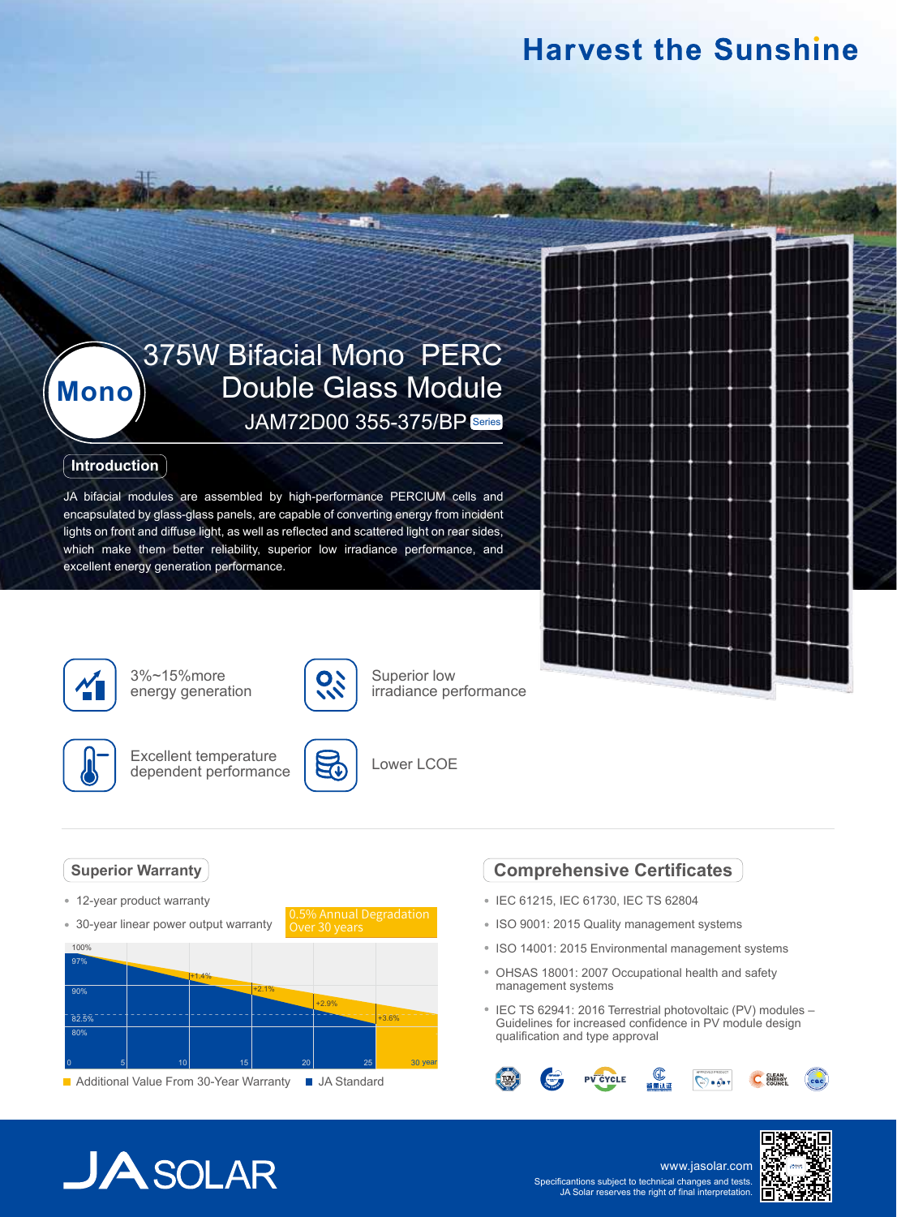# Harvest the Sunshine

Mono

## 375W Bifacial Mono PERC Double Glass Module

JAM72D00 355-375/BP Series

### Introduction

JA bifacial modules are assembled by high-performance PERCIUM cells and encapsulated by glass-glass panels, are capable of converting energy from incident lights on front and diffuse light, as well as reflected and scattered light on rear sides, which make them better reliability, superior low irradiance performance, and excellent energy generation performance.

- 3%~15%more energy generation
- Superior low irradiance performance
- Excellent temperature dependent performance
- Lower LCOE

### Superior Warranty

- 12-year product warranty
- 30-year linear power output warranty

0.5% Annual Degradation Over 30 years

100%, 97%, 90%, 82.5%, 80%

+1.4%, +2.1%, +2.9%, +3.6%

0, 5, 10, 15, 20, 25, 30 year

Additional Value From 30-Year Warranty | JA Standard

### Comprehensive Certificates

- IEC 61215, IEC 61730, IEC TS 62804
- ISO 9001: 2015 Quality management systems
- ISO 14001: 2015 Environmental management systems
- OHSAS 18001: 2007 Occupational health and safety management systems
- IEC TS 62941: 2016 Terrestrial photovoltaic (PV) modules – Guidelines for increased confidence in PV module design qualification and type approval

JA SOLAR

www.jasolar.com

Specificantions subject to technical changes and tests. JA Solar reserves the right of final interpretation.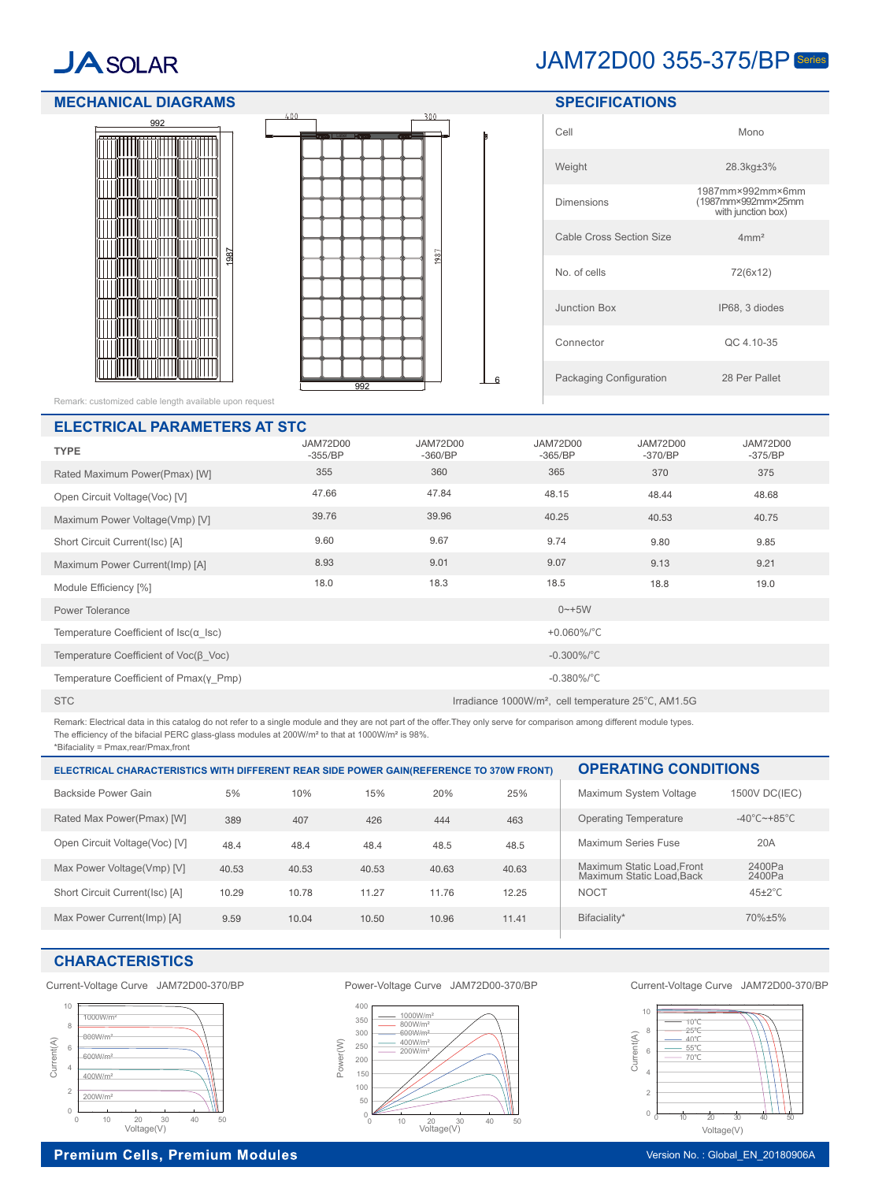# JA SOLAR

# JAM72D00 355-375/BP Series

## MECHANICAL DIAGRAMS

992

1987

400

300

1987

992

6

Remark: customized cable length available upon request

## SPECIFICATIONS

| | |
|---|---|
| Cell | Mono |
| Weight | 28.3kg±3% |
| Dimensions | 1987mm×992mm×6mm (1987mm×992mm×25mm with junction box) |
| Cable Cross Section Size | 4mm² |
| No. of cells | 72(6x12) |
| Junction Box | IP68, 3 diodes |
| Connector | QC 4.10-35 |
| Packaging Configuration | 28 Per Pallet |

## ELECTRICAL PARAMETERS AT STC

| TYPE | JAM72D00 -355/BP | JAM72D00 -360/BP | JAM72D00 -365/BP | JAM72D00 -370/BP | JAM72D00 -375/BP |
|---|---|---|---|---|---|
| Rated Maximum Power(Pmax) [W] | 355 | 360 | 365 | 370 | 375 |
| Open Circuit Voltage(Voc) [V] | 47.66 | 47.84 | 48.15 | 48.44 | 48.68 |
| Maximum Power Voltage(Vmp) [V] | 39.76 | 39.96 | 40.25 | 40.53 | 40.75 |
| Short Circuit Current(Isc) [A] | 9.60 | 9.67 | 9.74 | 9.80 | 9.85 |
| Maximum Power Current(Imp) [A] | 8.93 | 9.01 | 9.07 | 9.13 | 9.21 |
| Module Efficiency [%] | 18.0 | 18.3 | 18.5 | 18.8 | 19.0 |
| Power Tolerance | 0~+5W | | | | |
| Temperature Coefficient of Isc(α_Isc) | +0.060%/°C | | | | |
| Temperature Coefficient of Voc(β_Voc) | -0.300%/°C | | | | |
| Temperature Coefficient of Pmax(γ_Pmp) | -0.380%/°C | | | | |
| STC | Irradiance 1000W/m², cell temperature 25°C, AM1.5G | | | | |

Remark: Electrical data in this catalog do not refer to a single module and they are not part of the offer.They only serve for comparison among different module types.
The efficiency of the bifacial PERC glass-glass modules at 200W/m² to that at 1000W/m² is 98%.
*Bifaciality = Pmax,rear/Pmax,front

## ELECTRICAL CHARACTERISTICS WITH DIFFERENT REAR SIDE POWER GAIN(REFERENCE TO 370W FRONT)

| Backside Power Gain | 5% | 10% | 15% | 20% | 25% |
|---|---|---|---|---|---|
| Rated Max Power(Pmax) [W] | 389 | 407 | 426 | 444 | 463 |
| Open Circuit Voltage(Voc) [V] | 48.4 | 48.4 | 48.4 | 48.5 | 48.5 |
| Max Power Voltage(Vmp) [V] | 40.53 | 40.53 | 40.53 | 40.63 | 40.63 |
| Short Circuit Current(Isc) [A] | 10.29 | 10.78 | 11.27 | 11.76 | 12.25 |
| Max Power Current(Imp) [A] | 9.59 | 10.04 | 10.50 | 10.96 | 11.41 |

## OPERATING CONDITIONS

| | |
|---|---|
| Maximum System Voltage | 1500V DC(IEC) |
| Operating Temperature | -40°C~+85°C |
| Maximum Series Fuse | 20A |
| Maximum Static Load,Front / Maximum Static Load,Back | 2400Pa / 2400Pa |
| NOCT | 45±2°C |
| Bifaciality* | 70%±5% |

## CHARACTERISTICS

Current-Voltage Curve JAM72D00-370/BP

Current(A)
Voltage(V)
1000W/m²
800W/m²
600W/m²
400W/m²
200W/m²

Power-Voltage Curve JAM72D00-370/BP

Power(W)
Voltage(V)
1000W/m²
800W/m²
600W/m²
400W/m²
200W/m²

Current-Voltage Curve JAM72D00-370/BP

Current(A)
Voltage(V)
10°C
25°C
40°C
55°C
70°C

**Premium Cells, Premium Modules**

Version No. : Global_EN_20180906A